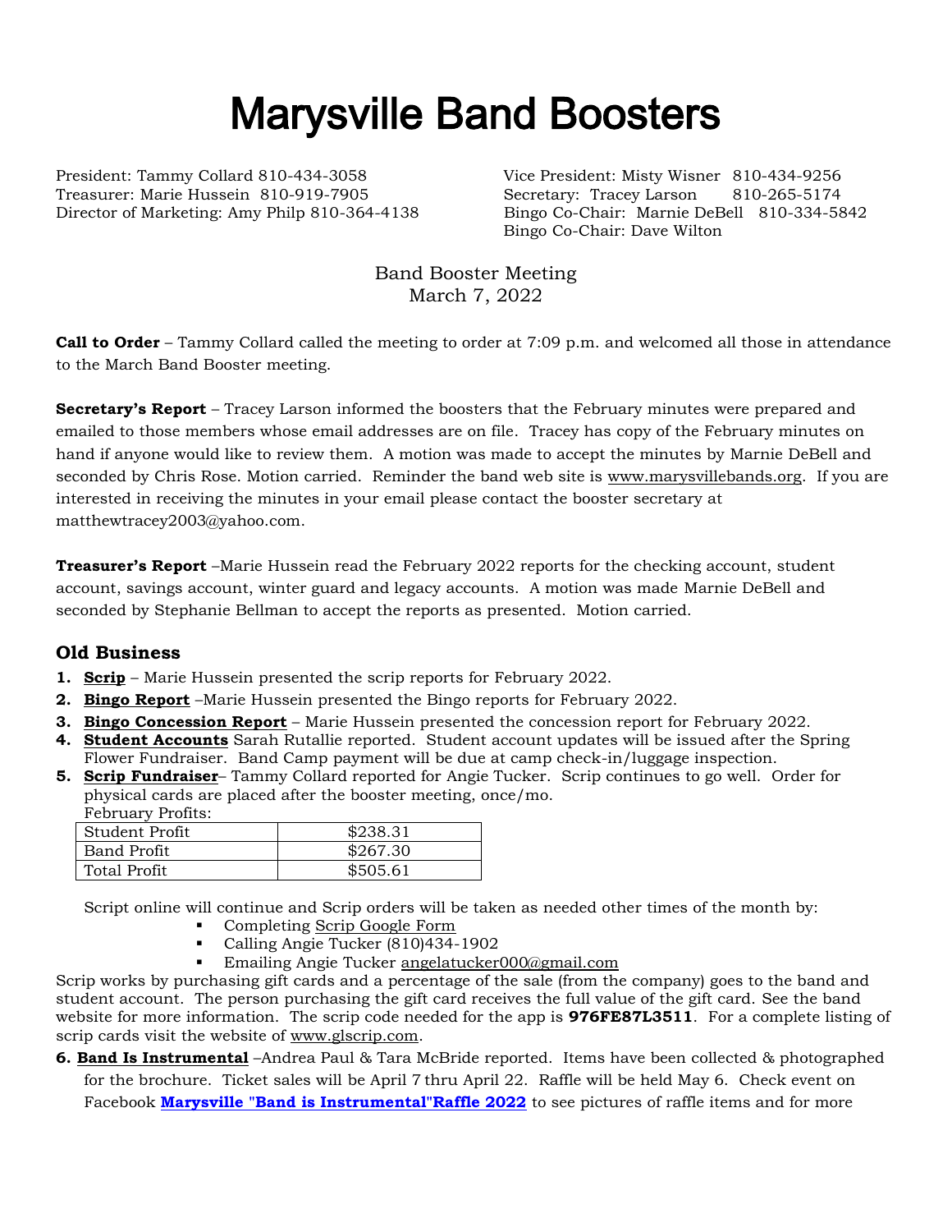# Marysville Band Boosters

President: Tammy Collard 810-434-3058
Vice President: Misty Wisner 810-434-9256
Treasurer: Marie Hussein 810-919-7905
Secretary: Tracey Larson 810-265-5174
Director of Marketing: Amy Philp 810-364-4138
Bingo Co-Chair: Marnie DeBell 810-334-5842
Bingo Co-Chair: Dave Wilton

Band Booster Meeting
March 7, 2022

**Call to Order** – Tammy Collard called the meeting to order at 7:09 p.m. and welcomed all those in attendance to the March Band Booster meeting.

**Secretary's Report** – Tracey Larson informed the boosters that the February minutes were prepared and emailed to those members whose email addresses are on file. Tracey has copy of the February minutes on hand if anyone would like to review them. A motion was made to accept the minutes by Marnie DeBell and seconded by Chris Rose. Motion carried. Reminder the band web site is www.marysvillebands.org. If you are interested in receiving the minutes in your email please contact the booster secretary at matthewtracey2003@yahoo.com.

**Treasurer's Report** –Marie Hussein read the February 2022 reports for the checking account, student account, savings account, winter guard and legacy accounts. A motion was made Marnie DeBell and seconded by Stephanie Bellman to accept the reports as presented. Motion carried.

## Old Business

1. **Scrip** – Marie Hussein presented the scrip reports for February 2022.
2. **Bingo Report** –Marie Hussein presented the Bingo reports for February 2022.
3. **Bingo Concession Report** – Marie Hussein presented the concession report for February 2022.
4. **Student Accounts** Sarah Rutallie reported. Student account updates will be issued after the Spring Flower Fundraiser. Band Camp payment will be due at camp check-in/luggage inspection.
5. **Scrip Fundraiser**– Tammy Collard reported for Angie Tucker. Scrip continues to go well. Order for physical cards are placed after the booster meeting, once/mo.
   February Profits:

| Student Profit | $238.31 |
|---|---|
| Band Profit | $267.30 |
| Total Profit | $505.61 |

   Script online will continue and Scrip orders will be taken as needed other times of the month by:
   - Completing Scrip Google Form
   - Calling Angie Tucker (810)434-1902
   - Emailing Angie Tucker angelatucker000@gmail.com

   Scrip works by purchasing gift cards and a percentage of the sale (from the company) goes to the band and student account. The person purchasing the gift card receives the full value of the gift card. See the band website for more information. The scrip code needed for the app is **976FE87L3511**. For a complete listing of scrip cards visit the website of www.glscrip.com.
6. **Band Is Instrumental** –Andrea Paul & Tara McBride reported. Items have been collected & photographed for the brochure. Ticket sales will be April 7 thru April 22. Raffle will be held May 6. Check event on Facebook **Marysville "Band is Instrumental"Raffle 2022** to see pictures of raffle items and for more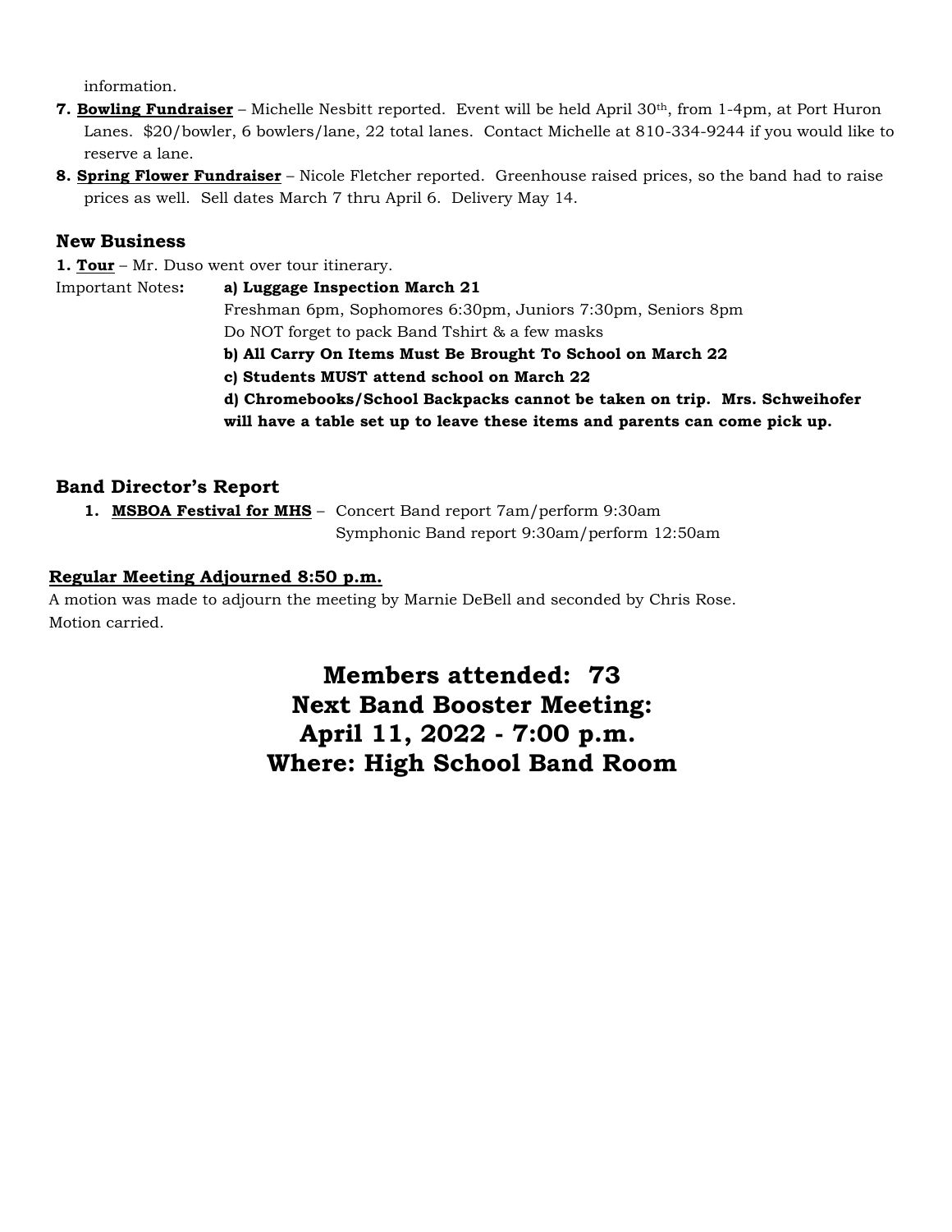information.

7. **Bowling Fundraiser** – Michelle Nesbitt reported. Event will be held April 30th, from 1-4pm, at Port Huron Lanes. $20/bowler, 6 bowlers/lane, 22 total lanes. Contact Michelle at 810-334-9244 if you would like to reserve a lane.
8. **Spring Flower Fundraiser** – Nicole Fletcher reported. Greenhouse raised prices, so the band had to raise prices as well. Sell dates March 7 thru April 6. Delivery May 14.

## New Business

**1. Tour** – Mr. Duso went over tour itinerary.

Important Notes**:** **a) Luggage Inspection March 21**

Freshman 6pm, Sophomores 6:30pm, Juniors 7:30pm, Seniors 8pm

Do NOT forget to pack Band Tshirt & a few masks

**b) All Carry On Items Must Be Brought To School on March 22**

**c) Students MUST attend school on March 22**

**d) Chromebooks/School Backpacks cannot be taken on trip. Mrs. Schweihofer will have a table set up to leave these items and parents can come pick up.**

## Band Director's Report

1. **MSBOA Festival for MHS** – Concert Band report 7am/perform 9:30am
   Symphonic Band report 9:30am/perform 12:50am

**Regular Meeting Adjourned 8:50 p.m.**

A motion was made to adjourn the meeting by Marnie DeBell and seconded by Chris Rose. Motion carried.

**Members attended: 73**
**Next Band Booster Meeting:**
**April 11, 2022 - 7:00 p.m.**
**Where: High School Band Room**